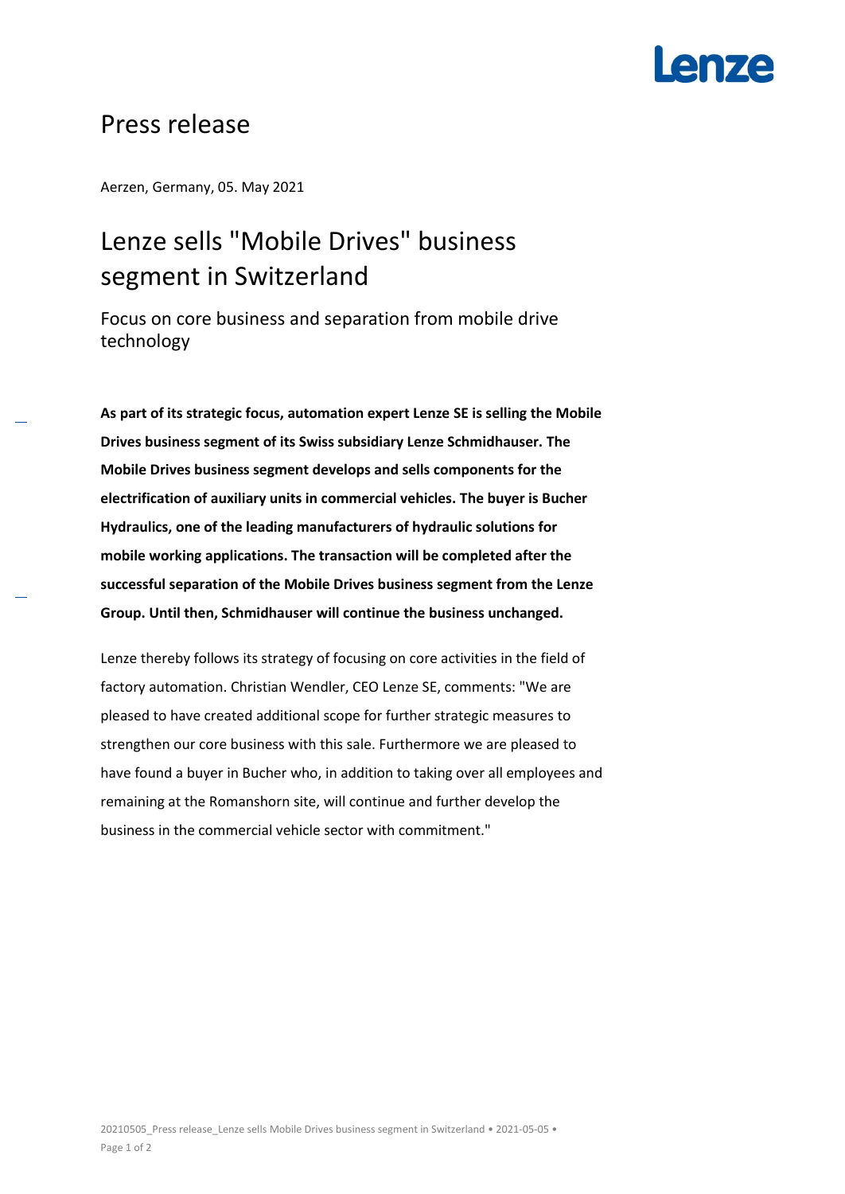# Press release

Aerzen, Germany, 05. May 2021

## Lenze sells "Mobile Drives" business segment in Switzerland

### Focus on core business and separation from mobile drive technology

**As part of its strategic focus, automation expert Lenze SE is selling the Mobile Drives business segment of its Swiss subsidiary Lenze Schmidhauser. The Mobile Drives business segment develops and sells components for the electrification of auxiliary units in commercial vehicles. The buyer is Bucher Hydraulics, one of the leading manufacturers of hydraulic solutions for mobile working applications. The transaction will be completed after the successful separation of the Mobile Drives business segment from the Lenze Group. Until then, Schmidhauser will continue the business unchanged.**

Lenze thereby follows its strategy of focusing on core activities in the field of factory automation. Christian Wendler, CEO Lenze SE, comments: "We are pleased to have created additional scope for further strategic measures to strengthen our core business with this sale. Furthermore we are pleased to have found a buyer in Bucher who, in addition to taking over all employees and remaining at the Romanshorn site, will continue and further develop the business in the commercial vehicle sector with commitment."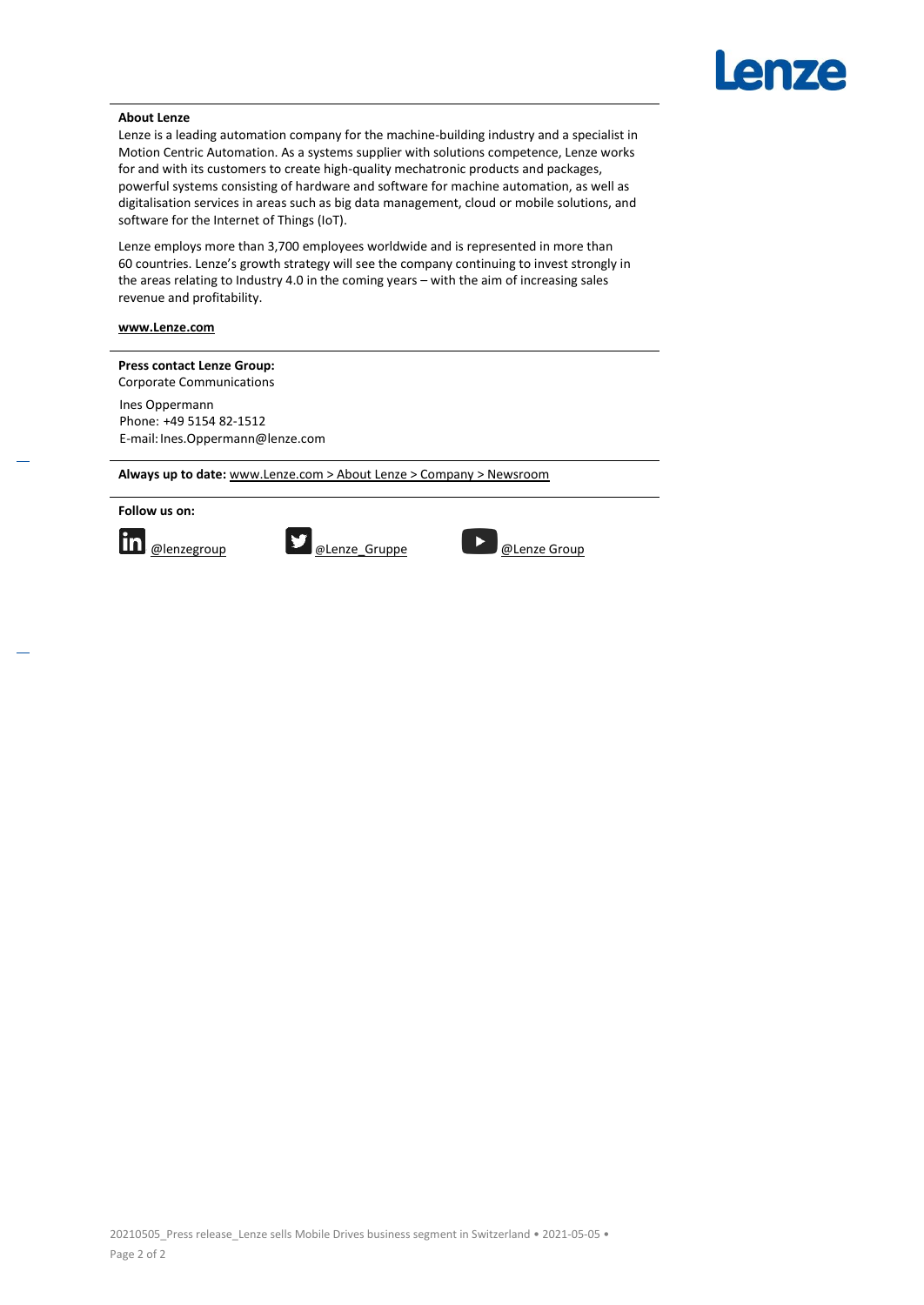**About Lenze**

Lenze is a leading automation company for the machine-building industry and a specialist in Motion Centric Automation. As a systems supplier with solutions competence, Lenze works for and with its customers to create high-quality mechatronic products and packages, powerful systems consisting of hardware and software for machine automation, as well as digitalisation services in areas such as big data management, cloud or mobile solutions, and software for the Internet of Things (IoT).

Lenze employs more than 3,700 employees worldwide and is represented in more than 60 countries. Lenze's growth strategy will see the company continuing to invest strongly in the areas relating to Industry 4.0 in the coming years – with the aim of increasing sales revenue and profitability.

**www.Lenze.com**

**Press contact Lenze Group:**
Corporate Communications

Ines Oppermann
Phone: +49 5154 82-1512
E-mail: Ines.Oppermann@lenze.com

**Always up to date:** www.Lenze.com > About Lenze > Company > Newsroom

**Follow us on:**

@lenzegroup @Lenze_Gruppe @Lenze Group

20210505_Press release_Lenze sells Mobile Drives business segment in Switzerland • 2021-05-05 •